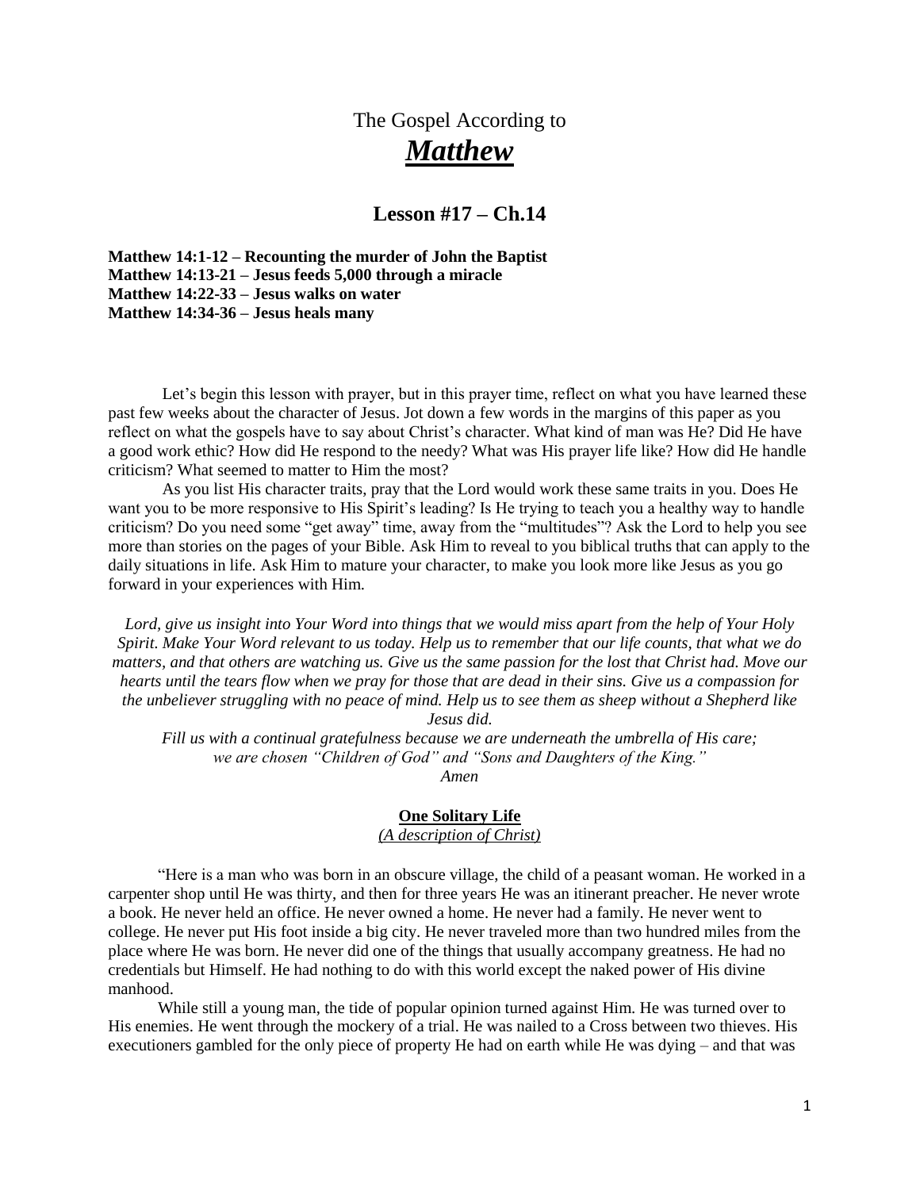# The Gospel According to
# ***Matthew***

## Lesson #17 – Ch.14

**Matthew 14:1-12 – Recounting the murder of John the Baptist**
**Matthew 14:13-21 – Jesus feeds 5,000 through a miracle**
**Matthew 14:22-33 – Jesus walks on water**
**Matthew 14:34-36 – Jesus heals many**

Let's begin this lesson with prayer, but in this prayer time, reflect on what you have learned these past few weeks about the character of Jesus. Jot down a few words in the margins of this paper as you reflect on what the gospels have to say about Christ's character. What kind of man was He? Did He have a good work ethic? How did He respond to the needy? What was His prayer life like? How did He handle criticism? What seemed to matter to Him the most?

As you list His character traits, pray that the Lord would work these same traits in you. Does He want you to be more responsive to His Spirit's leading? Is He trying to teach you a healthy way to handle criticism? Do you need some "get away" time, away from the "multitudes"? Ask the Lord to help you see more than stories on the pages of your Bible. Ask Him to reveal to you biblical truths that can apply to the daily situations in life. Ask Him to mature your character, to make you look more like Jesus as you go forward in your experiences with Him.

*Lord, give us insight into Your Word into things that we would miss apart from the help of Your Holy Spirit. Make Your Word relevant to us today. Help us to remember that our life counts, that what we do matters, and that others are watching us. Give us the same passion for the lost that Christ had. Move our hearts until the tears flow when we pray for those that are dead in their sins. Give us a compassion for the unbeliever struggling with no peace of mind. Help us to see them as sheep without a Shepherd like Jesus did.*

*Fill us with a continual gratefulness because we are underneath the umbrella of His care; we are chosen "Children of God" and "Sons and Daughters of the King."*

*Amen*

**One Solitary Life**
*(A description of Christ)*

"Here is a man who was born in an obscure village, the child of a peasant woman. He worked in a carpenter shop until He was thirty, and then for three years He was an itinerant preacher. He never wrote a book. He never held an office. He never owned a home. He never had a family. He never went to college. He never put His foot inside a big city. He never traveled more than two hundred miles from the place where He was born. He never did one of the things that usually accompany greatness. He had no credentials but Himself. He had nothing to do with this world except the naked power of His divine manhood.

While still a young man, the tide of popular opinion turned against Him. He was turned over to His enemies. He went through the mockery of a trial. He was nailed to a Cross between two thieves. His executioners gambled for the only piece of property He had on earth while He was dying – and that was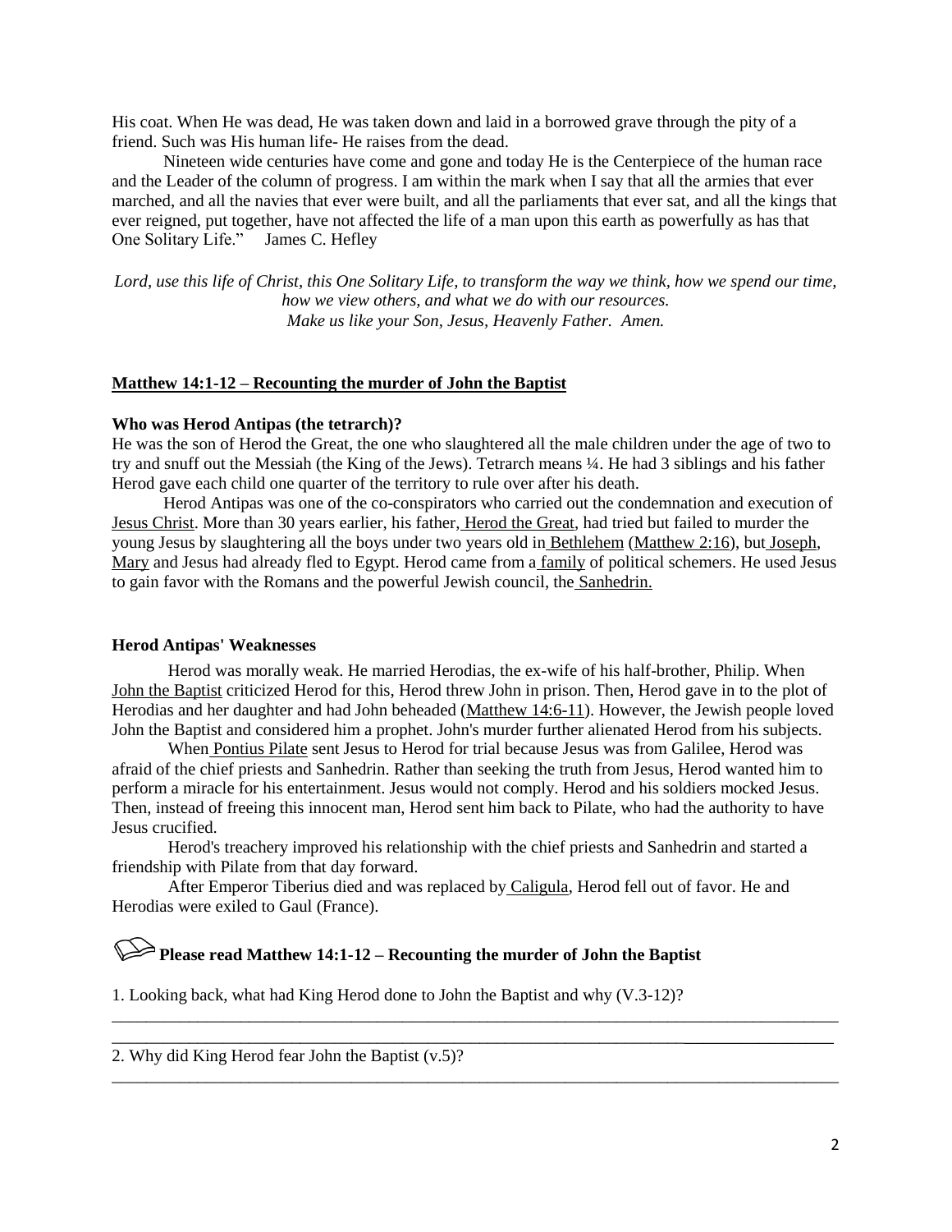His coat. When He was dead, He was taken down and laid in a borrowed grave through the pity of a friend. Such was His human life- He raises from the dead.

Nineteen wide centuries have come and gone and today He is the Centerpiece of the human race and the Leader of the column of progress. I am within the mark when I say that all the armies that ever marched, and all the navies that ever were built, and all the parliaments that ever sat, and all the kings that ever reigned, put together, have not affected the life of a man upon this earth as powerfully as has that One Solitary Life."    James C. Hefley

*Lord, use this life of Christ, this One Solitary Life, to transform the way we think, how we spend our time, how we view others, and what we do with our resources. Make us like your Son, Jesus, Heavenly Father. Amen.*

**Matthew 14:1-12 – Recounting the murder of John the Baptist**

**Who was Herod Antipas (the tetrarch)?**

He was the son of Herod the Great, the one who slaughtered all the male children under the age of two to try and snuff out the Messiah (the King of the Jews). Tetrarch means ¼. He had 3 siblings and his father Herod gave each child one quarter of the territory to rule over after his death.

Herod Antipas was one of the co-conspirators who carried out the condemnation and execution of Jesus Christ. More than 30 years earlier, his father, Herod the Great, had tried but failed to murder the young Jesus by slaughtering all the boys under two years old in Bethlehem (Matthew 2:16), but Joseph, Mary and Jesus had already fled to Egypt. Herod came from a family of political schemers. He used Jesus to gain favor with the Romans and the powerful Jewish council, the Sanhedrin.

**Herod Antipas' Weaknesses**

Herod was morally weak. He married Herodias, the ex-wife of his half-brother, Philip. When John the Baptist criticized Herod for this, Herod threw John in prison. Then, Herod gave in to the plot of Herodias and her daughter and had John beheaded (Matthew 14:6-11). However, the Jewish people loved John the Baptist and considered him a prophet. John's murder further alienated Herod from his subjects.

When Pontius Pilate sent Jesus to Herod for trial because Jesus was from Galilee, Herod was afraid of the chief priests and Sanhedrin. Rather than seeking the truth from Jesus, Herod wanted him to perform a miracle for his entertainment. Jesus would not comply. Herod and his soldiers mocked Jesus. Then, instead of freeing this innocent man, Herod sent him back to Pilate, who had the authority to have Jesus crucified.

Herod's treachery improved his relationship with the chief priests and Sanhedrin and started a friendship with Pilate from that day forward.

After Emperor Tiberius died and was replaced by Caligula, Herod fell out of favor. He and Herodias were exiled to Gaul (France).

**Please read Matthew 14:1-12 – Recounting the murder of John the Baptist**

1. Looking back, what had King Herod done to John the Baptist and why (V.3-12)?

_______________________________________________________________________________

_______________________________________________________________________________

2. Why did King Herod fear John the Baptist (v.5)?

_______________________________________________________________________________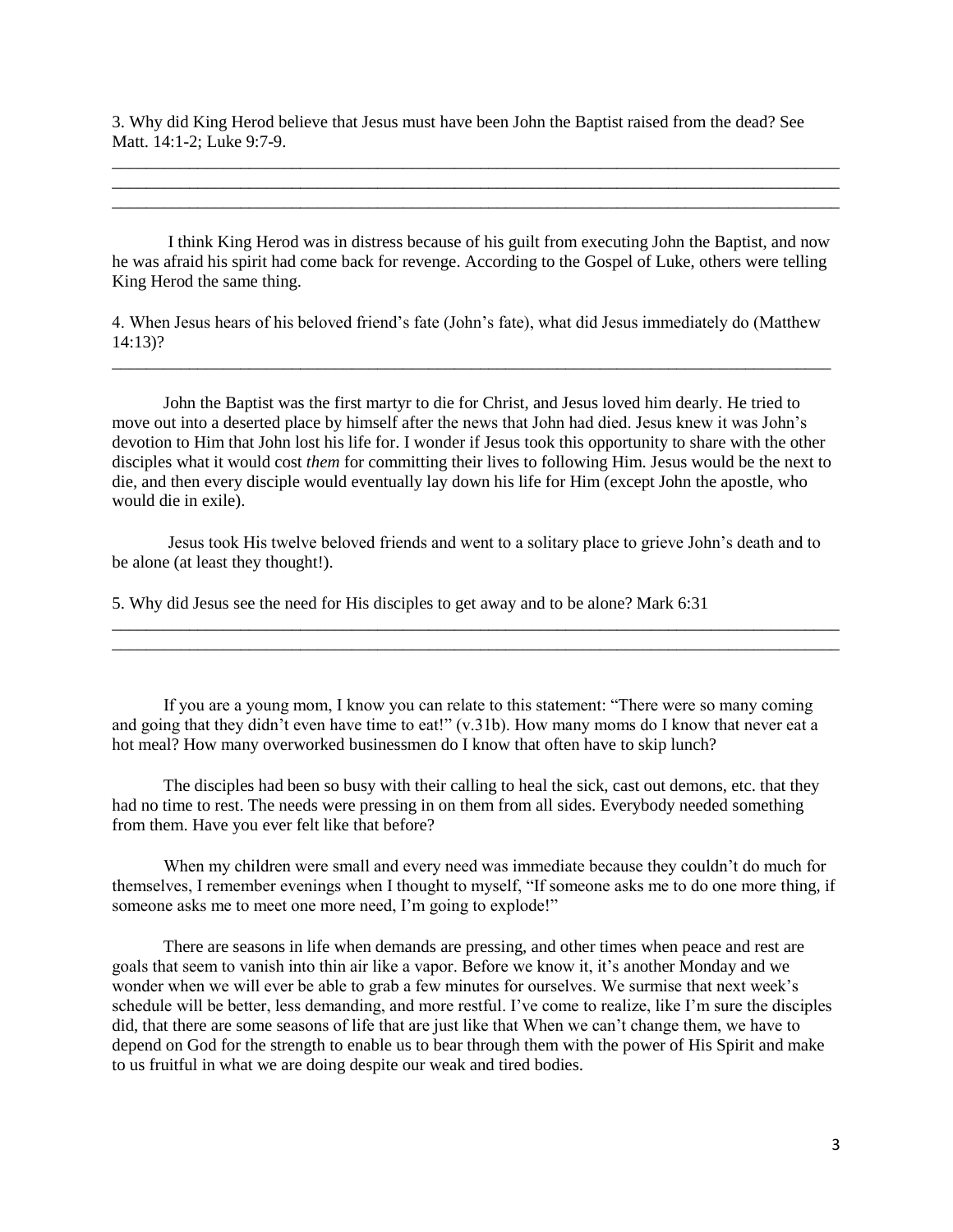3. Why did King Herod believe that Jesus must have been John the Baptist raised from the dead? See Matt. 14:1-2; Luke 9:7-9.

______________________________________________________________________________________
______________________________________________________________________________________
______________________________________________________________________________________

I think King Herod was in distress because of his guilt from executing John the Baptist, and now he was afraid his spirit had come back for revenge. According to the Gospel of Luke, others were telling King Herod the same thing.

4. When Jesus hears of his beloved friend's fate (John's fate), what did Jesus immediately do (Matthew 14:13)?

______________________________________________________________________________________

John the Baptist was the first martyr to die for Christ, and Jesus loved him dearly. He tried to move out into a deserted place by himself after the news that John had died. Jesus knew it was John's devotion to Him that John lost his life for. I wonder if Jesus took this opportunity to share with the other disciples what it would cost *them* for committing their lives to following Him. Jesus would be the next to die, and then every disciple would eventually lay down his life for Him (except John the apostle, who would die in exile).

Jesus took His twelve beloved friends and went to a solitary place to grieve John's death and to be alone (at least they thought!).

5. Why did Jesus see the need for His disciples to get away and to be alone? Mark 6:31

______________________________________________________________________________________
______________________________________________________________________________________

If you are a young mom, I know you can relate to this statement: "There were so many coming and going that they didn't even have time to eat!" (v.31b). How many moms do I know that never eat a hot meal? How many overworked businessmen do I know that often have to skip lunch?

The disciples had been so busy with their calling to heal the sick, cast out demons, etc. that they had no time to rest. The needs were pressing in on them from all sides. Everybody needed something from them. Have you ever felt like that before?

When my children were small and every need was immediate because they couldn't do much for themselves, I remember evenings when I thought to myself, "If someone asks me to do one more thing, if someone asks me to meet one more need, I'm going to explode!"

There are seasons in life when demands are pressing, and other times when peace and rest are goals that seem to vanish into thin air like a vapor. Before we know it, it's another Monday and we wonder when we will ever be able to grab a few minutes for ourselves. We surmise that next week's schedule will be better, less demanding, and more restful. I've come to realize, like I'm sure the disciples did, that there are some seasons of life that are just like that When we can't change them, we have to depend on God for the strength to enable us to bear through them with the power of His Spirit and make to us fruitful in what we are doing despite our weak and tired bodies.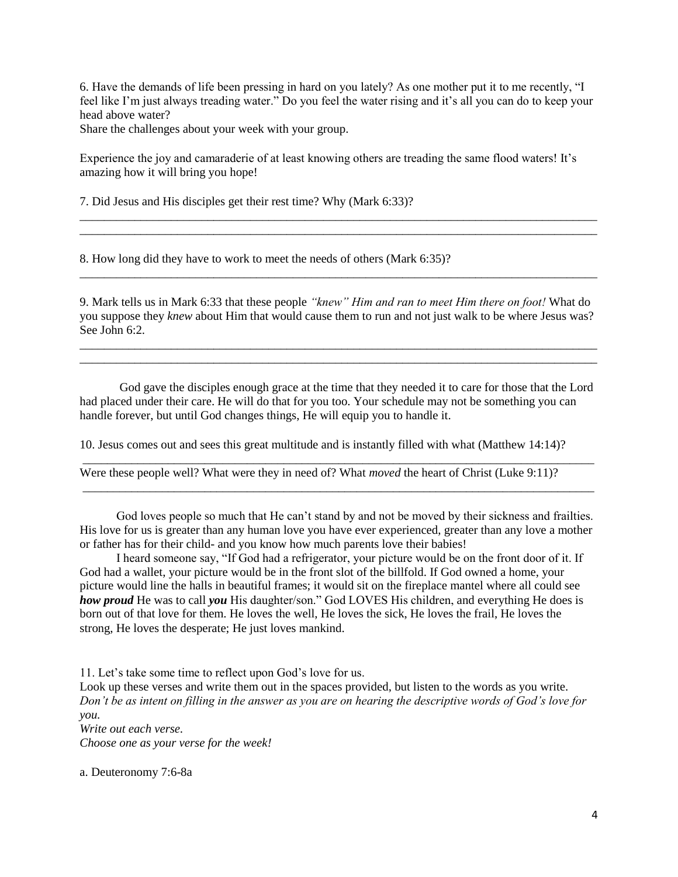6. Have the demands of life been pressing in hard on you lately? As one mother put it to me recently, "I feel like I'm just always treading water." Do you feel the water rising and it's all you can do to keep your head above water?
Share the challenges about your week with your group.

Experience the joy and camaraderie of at least knowing others are treading the same flood waters! It's amazing how it will bring you hope!

7. Did Jesus and His disciples get their rest time? Why (Mark 6:33)?

______________________________________________________________________________________
______________________________________________________________________________________

8. How long did they have to work to meet the needs of others (Mark 6:35)?

______________________________________________________________________________________

9. Mark tells us in Mark 6:33 that these people *"knew" Him and ran to meet Him there on foot!* What do you suppose they *knew* about Him that would cause them to run and not just walk to be where Jesus was? See John 6:2.

______________________________________________________________________________________
______________________________________________________________________________________

God gave the disciples enough grace at the time that they needed it to care for those that the Lord had placed under their care. He will do that for you too. Your schedule may not be something you can handle forever, but until God changes things, He will equip you to handle it.

10. Jesus comes out and sees this great multitude and is instantly filled with what (Matthew 14:14)?

______________________________________________________________________________________

Were these people well? What were they in need of? What *moved* the heart of Christ (Luke 9:11)?

______________________________________________________________________________________

God loves people so much that He can't stand by and not be moved by their sickness and frailties. His love for us is greater than any human love you have ever experienced, greater than any love a mother or father has for their child- and you know how much parents love their babies!

I heard someone say, "If God had a refrigerator, your picture would be on the front door of it. If God had a wallet, your picture would be in the front slot of the billfold. If God owned a home, your picture would line the halls in beautiful frames; it would sit on the fireplace mantel where all could see ***how proud*** He was to call ***you*** His daughter/son." God LOVES His children, and everything He does is born out of that love for them. He loves the well, He loves the sick, He loves the frail, He loves the strong, He loves the desperate; He just loves mankind.

11. Let's take some time to reflect upon God's love for us.
Look up these verses and write them out in the spaces provided, but listen to the words as you write.
*Don't be as intent on filling in the answer as you are on hearing the descriptive words of God's love for you.*
*Write out each verse.*
*Choose one as your verse for the week!*

a. Deuteronomy 7:6-8a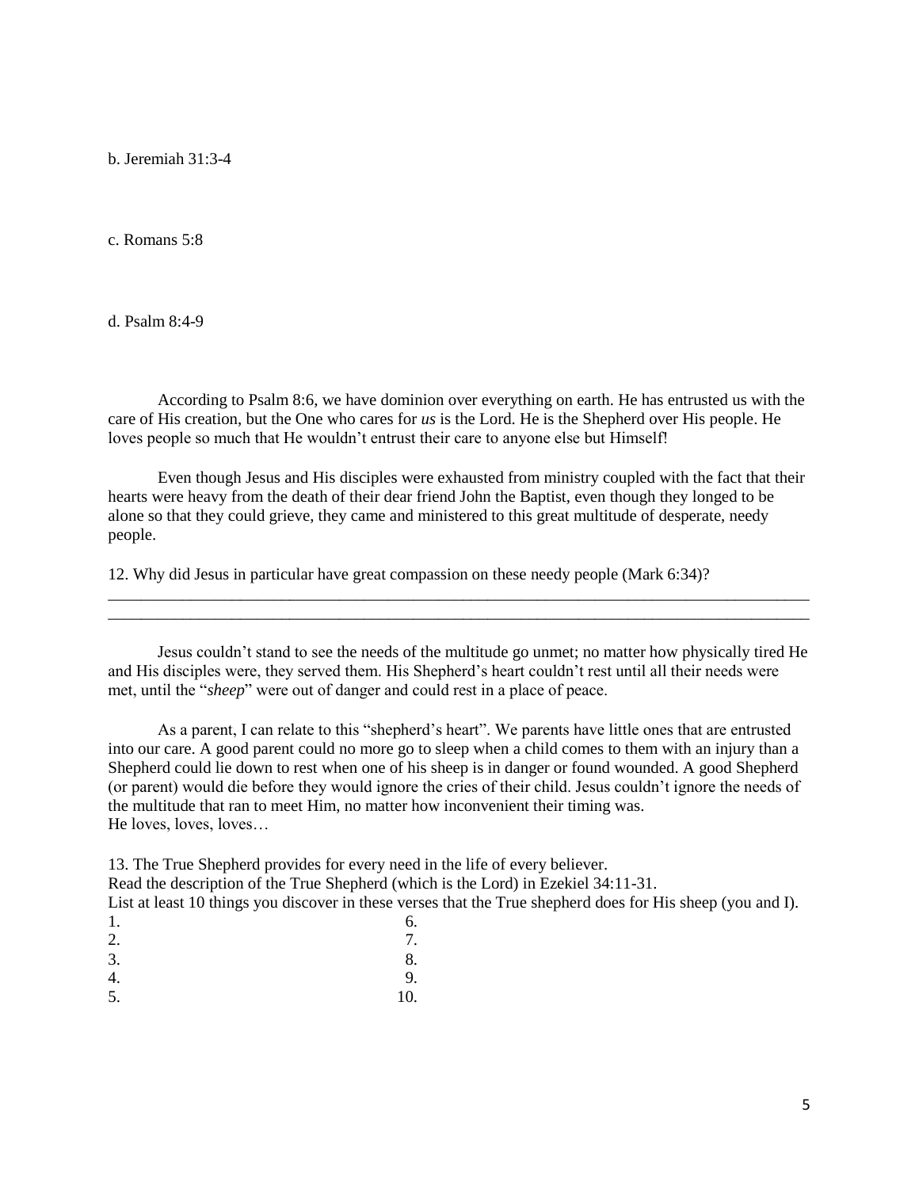b. Jeremiah 31:3-4

c. Romans 5:8

d. Psalm 8:4-9

According to Psalm 8:6, we have dominion over everything on earth. He has entrusted us with the care of His creation, but the One who cares for *us* is the Lord. He is the Shepherd over His people. He loves people so much that He wouldn't entrust their care to anyone else but Himself!

Even though Jesus and His disciples were exhausted from ministry coupled with the fact that their hearts were heavy from the death of their dear friend John the Baptist, even though they longed to be alone so that they could grieve, they came and ministered to this great multitude of desperate, needy people.

12. Why did Jesus in particular have great compassion on these needy people (Mark 6:34)?

___________________________________________________________________________________
___________________________________________________________________________________

Jesus couldn't stand to see the needs of the multitude go unmet; no matter how physically tired He and His disciples were, they served them. His Shepherd's heart couldn't rest until all their needs were met, until the "*sheep*" were out of danger and could rest in a place of peace.

As a parent, I can relate to this "shepherd's heart". We parents have little ones that are entrusted into our care. A good parent could no more go to sleep when a child comes to them with an injury than a Shepherd could lie down to rest when one of his sheep is in danger or found wounded. A good Shepherd (or parent) would die before they would ignore the cries of their child. Jesus couldn't ignore the needs of the multitude that ran to meet Him, no matter how inconvenient their timing was.
He loves, loves, loves…

13. The True Shepherd provides for every need in the life of every believer.
Read the description of the True Shepherd (which is the Lord) in Ezekiel 34:11-31.
List at least 10 things you discover in these verses that the True shepherd does for His sheep (you and I).

1.
2.
3.
4.
5.
6.
7.
8.
9.
10.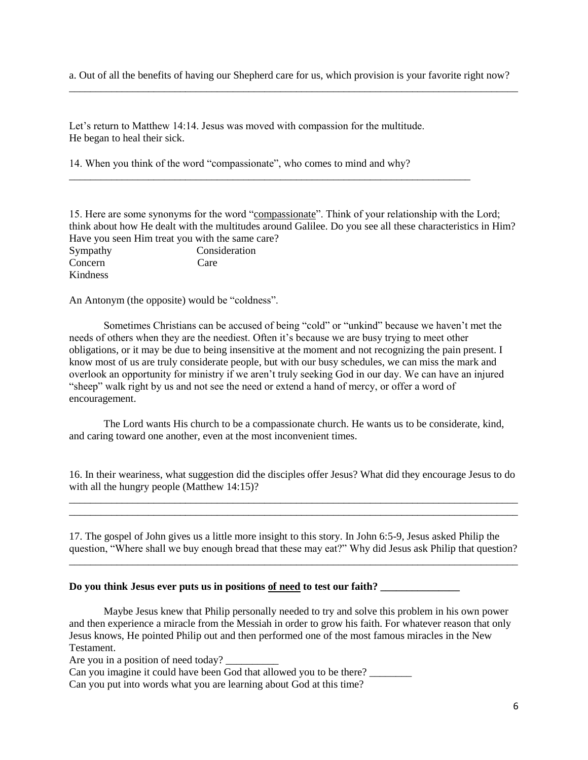a. Out of all the benefits of having our Shepherd care for us, which provision is your favorite right now?
_______________________________________________________________________________________

Let's return to Matthew 14:14. Jesus was moved with compassion for the multitude.
He began to heal their sick.

14. When you think of the word "compassionate", who comes to mind and why?
_______________________________________________________________________________

15. Here are some synonyms for the word "<u>compassionate</u>". Think of your relationship with the Lord; think about how He dealt with the multitudes around Galilee. Do you see all these characteristics in Him? Have you seen Him treat you with the same care?

Sympathy          Consideration
Concern           Care
Kindness

An Antonym (the opposite) would be "coldness".

Sometimes Christians can be accused of being "cold" or "unkind" because we haven't met the needs of others when they are the neediest. Often it's because we are busy trying to meet other obligations, or it may be due to being insensitive at the moment and not recognizing the pain present. I know most of us are truly considerate people, but with our busy schedules, we can miss the mark and overlook an opportunity for ministry if we aren't truly seeking God in our day. We can have an injured "sheep" walk right by us and not see the need or extend a hand of mercy, or offer a word of encouragement.

The Lord wants His church to be a compassionate church. He wants us to be considerate, kind, and caring toward one another, even at the most inconvenient times.

16. In their weariness, what suggestion did the disciples offer Jesus? What did they encourage Jesus to do with all the hungry people (Matthew 14:15)?
_______________________________________________________________________________________
_______________________________________________________________________________________

17. The gospel of John gives us a little more insight to this story. In John 6:5-9, Jesus asked Philip the question, "Where shall we buy enough bread that these may eat?" Why did Jesus ask Philip that question?
_______________________________________________________________________________________

**Do you think Jesus ever puts us in positions <u>of need</u> to test our faith? _______________**

Maybe Jesus knew that Philip personally needed to try and solve this problem in his own power and then experience a miracle from the Messiah in order to grow his faith. For whatever reason that only Jesus knows, He pointed Philip out and then performed one of the most famous miracles in the New Testament.

Are you in a position of need today? __________
Can you imagine it could have been God that allowed you to be there? ________
Can you put into words what you are learning about God at this time?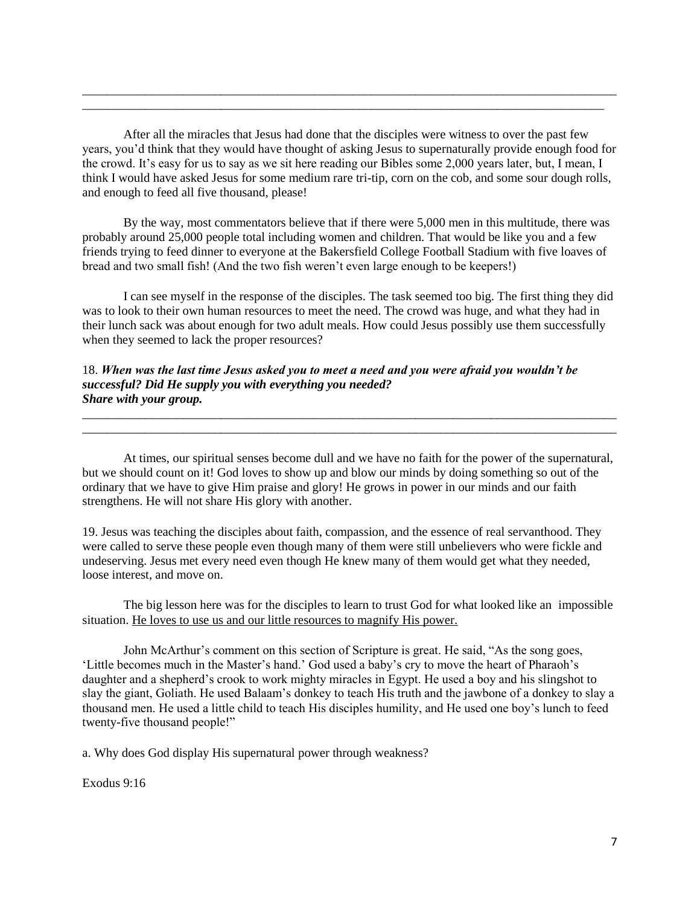______________________________________________________________________________________
______________________________________________________________________________________

After all the miracles that Jesus had done that the disciples were witness to over the past few years, you'd think that they would have thought of asking Jesus to supernaturally provide enough food for the crowd. It's easy for us to say as we sit here reading our Bibles some 2,000 years later, but, I mean, I think I would have asked Jesus for some medium rare tri-tip, corn on the cob, and some sour dough rolls, and enough to feed all five thousand, please!

By the way, most commentators believe that if there were 5,000 men in this multitude, there was probably around 25,000 people total including women and children. That would be like you and a few friends trying to feed dinner to everyone at the Bakersfield College Football Stadium with five loaves of bread and two small fish! (And the two fish weren't even large enough to be keepers!)

I can see myself in the response of the disciples. The task seemed too big. The first thing they did was to look to their own human resources to meet the need. The crowd was huge, and what they had in their lunch sack was about enough for two adult meals. How could Jesus possibly use them successfully when they seemed to lack the proper resources?

18. ***When was the last time Jesus asked you to meet a need and you were afraid you wouldn't be successful? Did He supply you with everything you needed?***
***Share with your group.***

______________________________________________________________________________________
______________________________________________________________________________________

At times, our spiritual senses become dull and we have no faith for the power of the supernatural, but we should count on it! God loves to show up and blow our minds by doing something so out of the ordinary that we have to give Him praise and glory! He grows in power in our minds and our faith strengthens. He will not share His glory with another.

19. Jesus was teaching the disciples about faith, compassion, and the essence of real servanthood. They were called to serve these people even though many of them were still unbelievers who were fickle and undeserving. Jesus met every need even though He knew many of them would get what they needed, loose interest, and move on.

The big lesson here was for the disciples to learn to trust God for what looked like an impossible situation. <u>He loves to use us and our little resources to magnify His power.</u>

John McArthur's comment on this section of Scripture is great. He said, "As the song goes, 'Little becomes much in the Master's hand.' God used a baby's cry to move the heart of Pharaoh's daughter and a shepherd's crook to work mighty miracles in Egypt. He used a boy and his slingshot to slay the giant, Goliath. He used Balaam's donkey to teach His truth and the jawbone of a donkey to slay a thousand men. He used a little child to teach His disciples humility, and He used one boy's lunch to feed twenty-five thousand people!"

a. Why does God display His supernatural power through weakness?

Exodus 9:16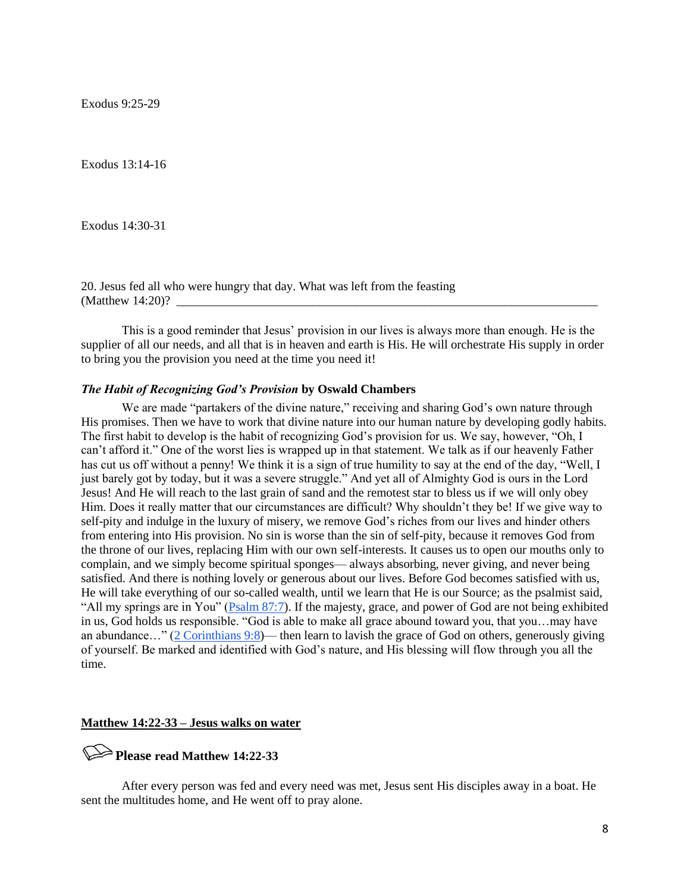Exodus 9:25-29

Exodus 13:14-16

Exodus 14:30-31

20. Jesus fed all who were hungry that day. What was left from the feasting (Matthew 14:20)? ___________________________________________________________________

This is a good reminder that Jesus' provision in our lives is always more than enough. He is the supplier of all our needs, and all that is in heaven and earth is His. He will orchestrate His supply in order to bring you the provision you need at the time you need it!

***The Habit of Recognizing God's Provision* by Oswald Chambers**

We are made "partakers of the divine nature," receiving and sharing God's own nature through His promises. Then we have to work that divine nature into our human nature by developing godly habits. The first habit to develop is the habit of recognizing God's provision for us. We say, however, "Oh, I can't afford it." One of the worst lies is wrapped up in that statement. We talk as if our heavenly Father has cut us off without a penny! We think it is a sign of true humility to say at the end of the day, "Well, I just barely got by today, but it was a severe struggle." And yet all of Almighty God is ours in the Lord Jesus! And He will reach to the last grain of sand and the remotest star to bless us if we will only obey Him. Does it really matter that our circumstances are difficult? Why shouldn't they be! If we give way to self-pity and indulge in the luxury of misery, we remove God's riches from our lives and hinder others from entering into His provision. No sin is worse than the sin of self-pity, because it removes God from the throne of our lives, replacing Him with our own self-interests. It causes us to open our mouths only to complain, and we simply become spiritual sponges— always absorbing, never giving, and never being satisfied. And there is nothing lovely or generous about our lives. Before God becomes satisfied with us, He will take everything of our so-called wealth, until we learn that He is our Source; as the psalmist said, "All my springs are in You" (Psalm 87:7). If the majesty, grace, and power of God are not being exhibited in us, God holds us responsible. "God is able to make all grace abound toward you, that you…may have an abundance…" (2 Corinthians 9:8)— then learn to lavish the grace of God on others, generously giving of yourself. Be marked and identified with God's nature, and His blessing will flow through you all the time.

**Matthew 14:22-33 – Jesus walks on water**

**Please read Matthew 14:22-33**

After every person was fed and every need was met, Jesus sent His disciples away in a boat. He sent the multitudes home, and He went off to pray alone.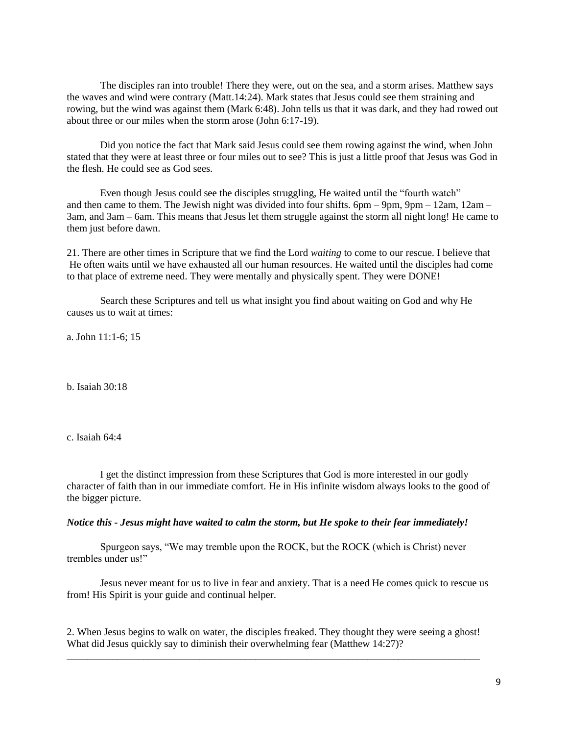The disciples ran into trouble! There they were, out on the sea, and a storm arises. Matthew says the waves and wind were contrary (Matt.14:24). Mark states that Jesus could see them straining and rowing, but the wind was against them (Mark 6:48). John tells us that it was dark, and they had rowed out about three or our miles when the storm arose (John 6:17-19).

Did you notice the fact that Mark said Jesus could see them rowing against the wind, when John stated that they were at least three or four miles out to see? This is just a little proof that Jesus was God in the flesh. He could see as God sees.

Even though Jesus could see the disciples struggling, He waited until the "fourth watch" and then came to them. The Jewish night was divided into four shifts. 6pm – 9pm, 9pm – 12am, 12am – 3am, and 3am – 6am. This means that Jesus let them struggle against the storm all night long! He came to them just before dawn.

21. There are other times in Scripture that we find the Lord *waiting* to come to our rescue. I believe that He often waits until we have exhausted all our human resources. He waited until the disciples had come to that place of extreme need. They were mentally and physically spent. They were DONE!

Search these Scriptures and tell us what insight you find about waiting on God and why He causes us to wait at times:

a. John 11:1-6; 15

b. Isaiah 30:18

c. Isaiah 64:4

I get the distinct impression from these Scriptures that God is more interested in our godly character of faith than in our immediate comfort. He in His infinite wisdom always looks to the good of the bigger picture.

***Notice this - Jesus might have waited to calm the storm, but He spoke to their fear immediately!***

Spurgeon says, "We may tremble upon the ROCK, but the ROCK (which is Christ) never trembles under us!"

Jesus never meant for us to live in fear and anxiety. That is a need He comes quick to rescue us from! His Spirit is your guide and continual helper.

2. When Jesus begins to walk on water, the disciples freaked. They thought they were seeing a ghost! What did Jesus quickly say to diminish their overwhelming fear (Matthew 14:27)?

_____________________________________________________________________________________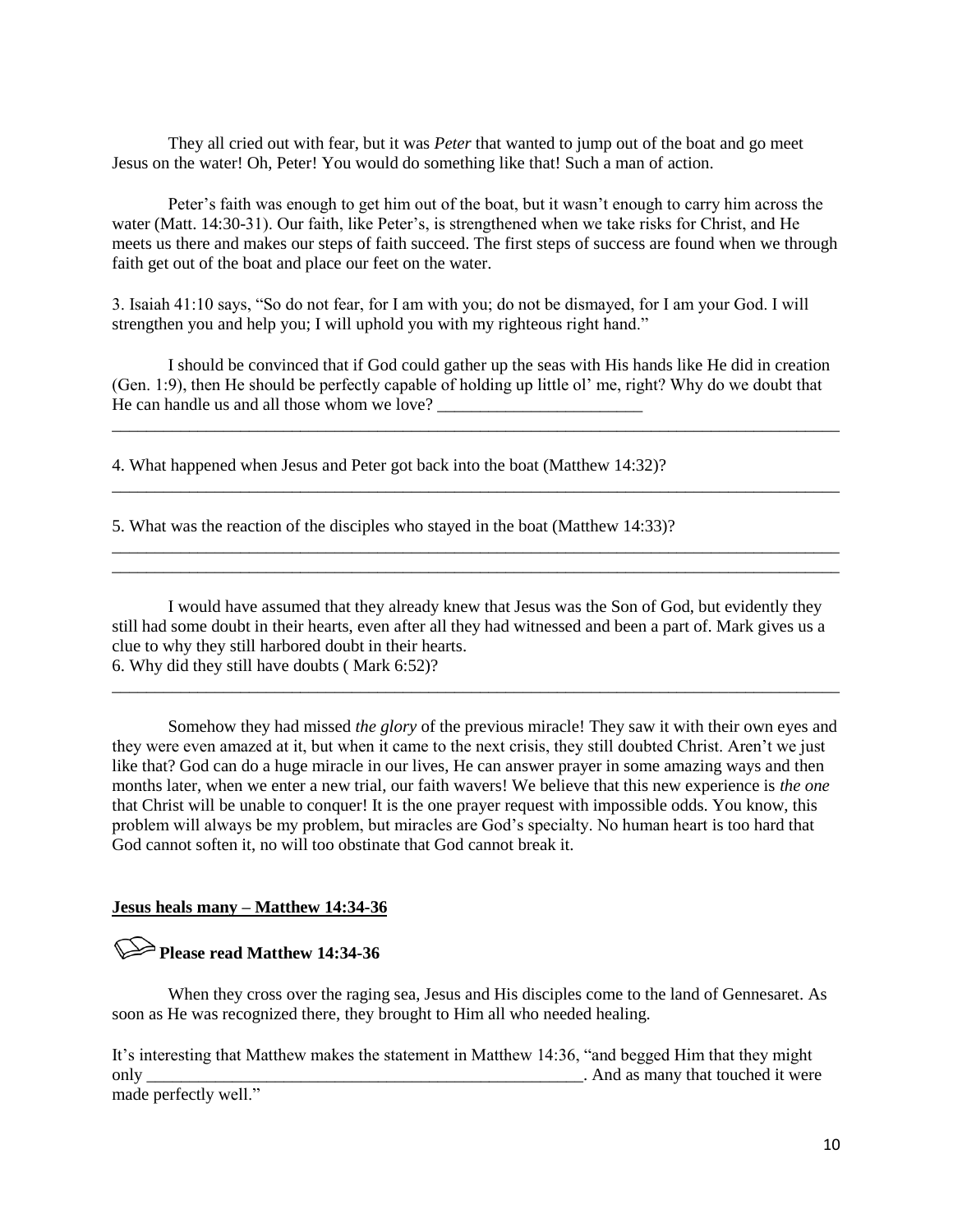They all cried out with fear, but it was *Peter* that wanted to jump out of the boat and go meet Jesus on the water! Oh, Peter! You would do something like that! Such a man of action.

Peter's faith was enough to get him out of the boat, but it wasn't enough to carry him across the water (Matt. 14:30-31). Our faith, like Peter's, is strengthened when we take risks for Christ, and He meets us there and makes our steps of faith succeed. The first steps of success are found when we through faith get out of the boat and place our feet on the water.

3. Isaiah 41:10 says, "So do not fear, for I am with you; do not be dismayed, for I am your God. I will strengthen you and help you; I will uphold you with my righteous right hand."

I should be convinced that if God could gather up the seas with His hands like He did in creation (Gen. 1:9), then He should be perfectly capable of holding up little ol' me, right? Why do we doubt that He can handle us and all those whom we love? ________________________

___________________________________________________________________________________

4. What happened when Jesus and Peter got back into the boat (Matthew 14:32)?
___________________________________________________________________________________

5. What was the reaction of the disciples who stayed in the boat (Matthew 14:33)?
___________________________________________________________________________________
___________________________________________________________________________________

I would have assumed that they already knew that Jesus was the Son of God, but evidently they still had some doubt in their hearts, even after all they had witnessed and been a part of. Mark gives us a clue to why they still harbored doubt in their hearts.

6. Why did they still have doubts ( Mark 6:52)?
___________________________________________________________________________________

Somehow they had missed *the glory* of the previous miracle! They saw it with their own eyes and they were even amazed at it, but when it came to the next crisis, they still doubted Christ. Aren't we just like that? God can do a huge miracle in our lives, He can answer prayer in some amazing ways and then months later, when we enter a new trial, our faith wavers! We believe that this new experience is *the one* that Christ will be unable to conquer! It is the one prayer request with impossible odds. You know, this problem will always be my problem, but miracles are God's specialty. No human heart is too hard that God cannot soften it, no will too obstinate that God cannot break it.

**Jesus heals many – Matthew 14:34-36**

**Please read Matthew 14:34-36**

When they cross over the raging sea, Jesus and His disciples come to the land of Gennesaret. As soon as He was recognized there, they brought to Him all who needed healing.

It's interesting that Matthew makes the statement in Matthew 14:36, "and begged Him that they might only ______________________________________________________. And as many that touched it were made perfectly well."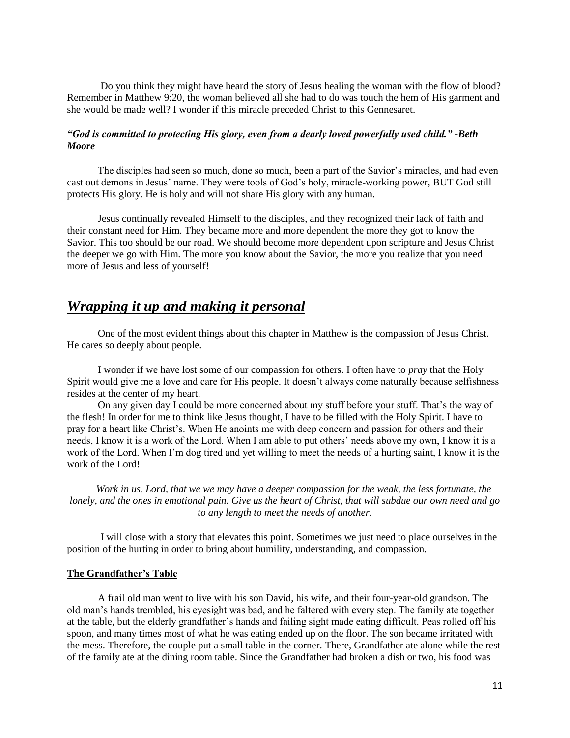Do you think they might have heard the story of Jesus healing the woman with the flow of blood? Remember in Matthew 9:20, the woman believed all she had to do was touch the hem of His garment and she would be made well? I wonder if this miracle preceded Christ to this Gennesaret.

***"God is committed to protecting His glory, even from a dearly loved powerfully used child." -Beth Moore***

The disciples had seen so much, done so much, been a part of the Savior's miracles, and had even cast out demons in Jesus' name. They were tools of God's holy, miracle-working power, BUT God still protects His glory. He is holy and will not share His glory with any human.

Jesus continually revealed Himself to the disciples, and they recognized their lack of faith and their constant need for Him. They became more and more dependent the more they got to know the Savior. This too should be our road. We should become more dependent upon scripture and Jesus Christ the deeper we go with Him. The more you know about the Savior, the more you realize that you need more of Jesus and less of yourself!

## ***Wrapping it up and making it personal***

One of the most evident things about this chapter in Matthew is the compassion of Jesus Christ. He cares so deeply about people.

I wonder if we have lost some of our compassion for others. I often have to *pray* that the Holy Spirit would give me a love and care for His people. It doesn't always come naturally because selfishness resides at the center of my heart.

On any given day I could be more concerned about my stuff before your stuff. That's the way of the flesh! In order for me to think like Jesus thought, I have to be filled with the Holy Spirit. I have to pray for a heart like Christ's. When He anoints me with deep concern and passion for others and their needs, I know it is a work of the Lord. When I am able to put others' needs above my own, I know it is a work of the Lord. When I'm dog tired and yet willing to meet the needs of a hurting saint, I know it is the work of the Lord!

*Work in us, Lord, that we we may have a deeper compassion for the weak, the less fortunate, the lonely, and the ones in emotional pain. Give us the heart of Christ, that will subdue our own need and go to any length to meet the needs of another.*

I will close with a story that elevates this point. Sometimes we just need to place ourselves in the position of the hurting in order to bring about humility, understanding, and compassion.

**The Grandfather's Table**

A frail old man went to live with his son David, his wife, and their four-year-old grandson. The old man's hands trembled, his eyesight was bad, and he faltered with every step. The family ate together at the table, but the elderly grandfather's hands and failing sight made eating difficult. Peas rolled off his spoon, and many times most of what he was eating ended up on the floor. The son became irritated with the mess. Therefore, the couple put a small table in the corner. There, Grandfather ate alone while the rest of the family ate at the dining room table. Since the Grandfather had broken a dish or two, his food was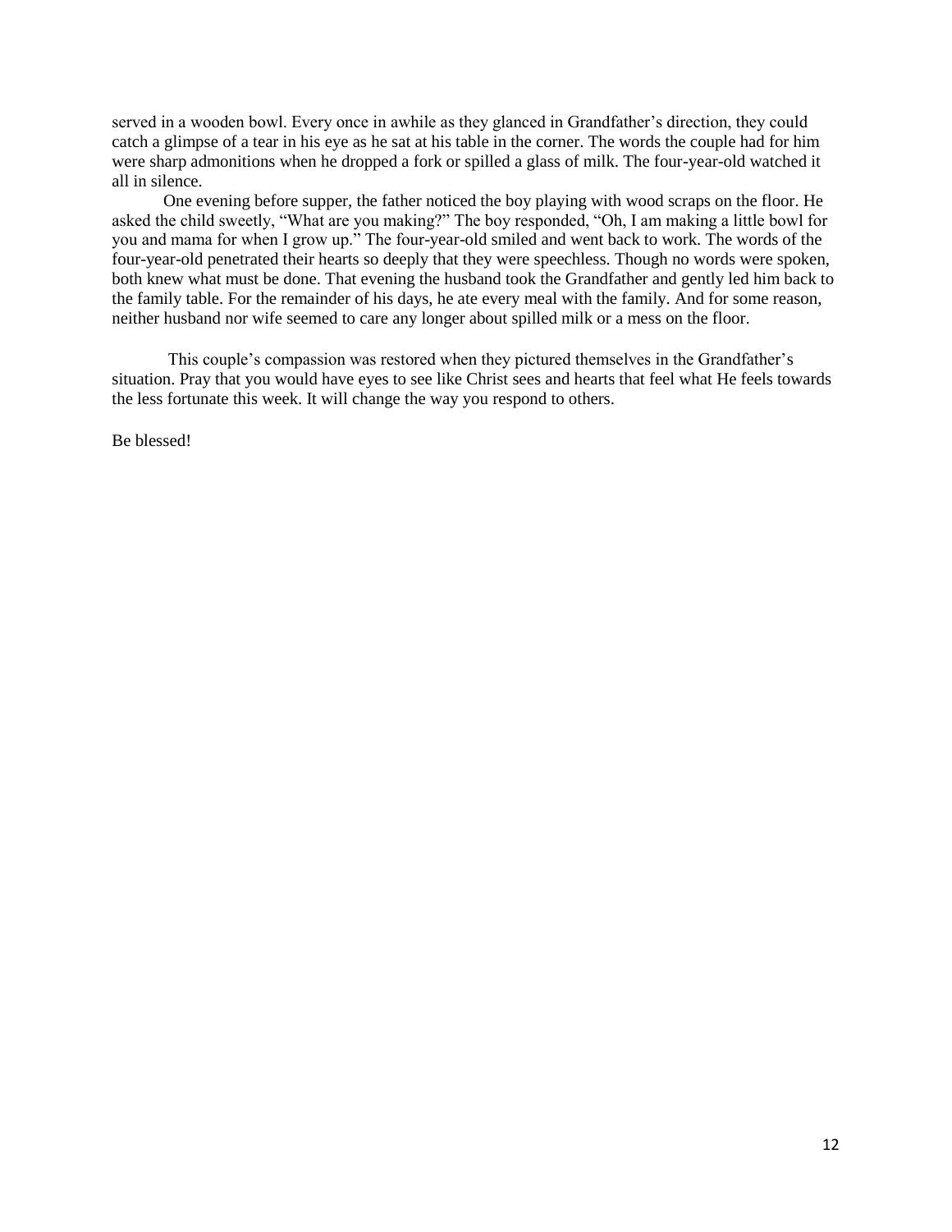served in a wooden bowl. Every once in awhile as they glanced in Grandfather's direction, they could catch a glimpse of a tear in his eye as he sat at his table in the corner. The words the couple had for him were sharp admonitions when he dropped a fork or spilled a glass of milk. The four-year-old watched it all in silence.

One evening before supper, the father noticed the boy playing with wood scraps on the floor. He asked the child sweetly, "What are you making?" The boy responded, "Oh, I am making a little bowl for you and mama for when I grow up." The four-year-old smiled and went back to work. The words of the four-year-old penetrated their hearts so deeply that they were speechless. Though no words were spoken, both knew what must be done. That evening the husband took the Grandfather and gently led him back to the family table. For the remainder of his days, he ate every meal with the family. And for some reason, neither husband nor wife seemed to care any longer about spilled milk or a mess on the floor.

This couple's compassion was restored when they pictured themselves in the Grandfather's situation. Pray that you would have eyes to see like Christ sees and hearts that feel what He feels towards the less fortunate this week. It will change the way you respond to others.

Be blessed!